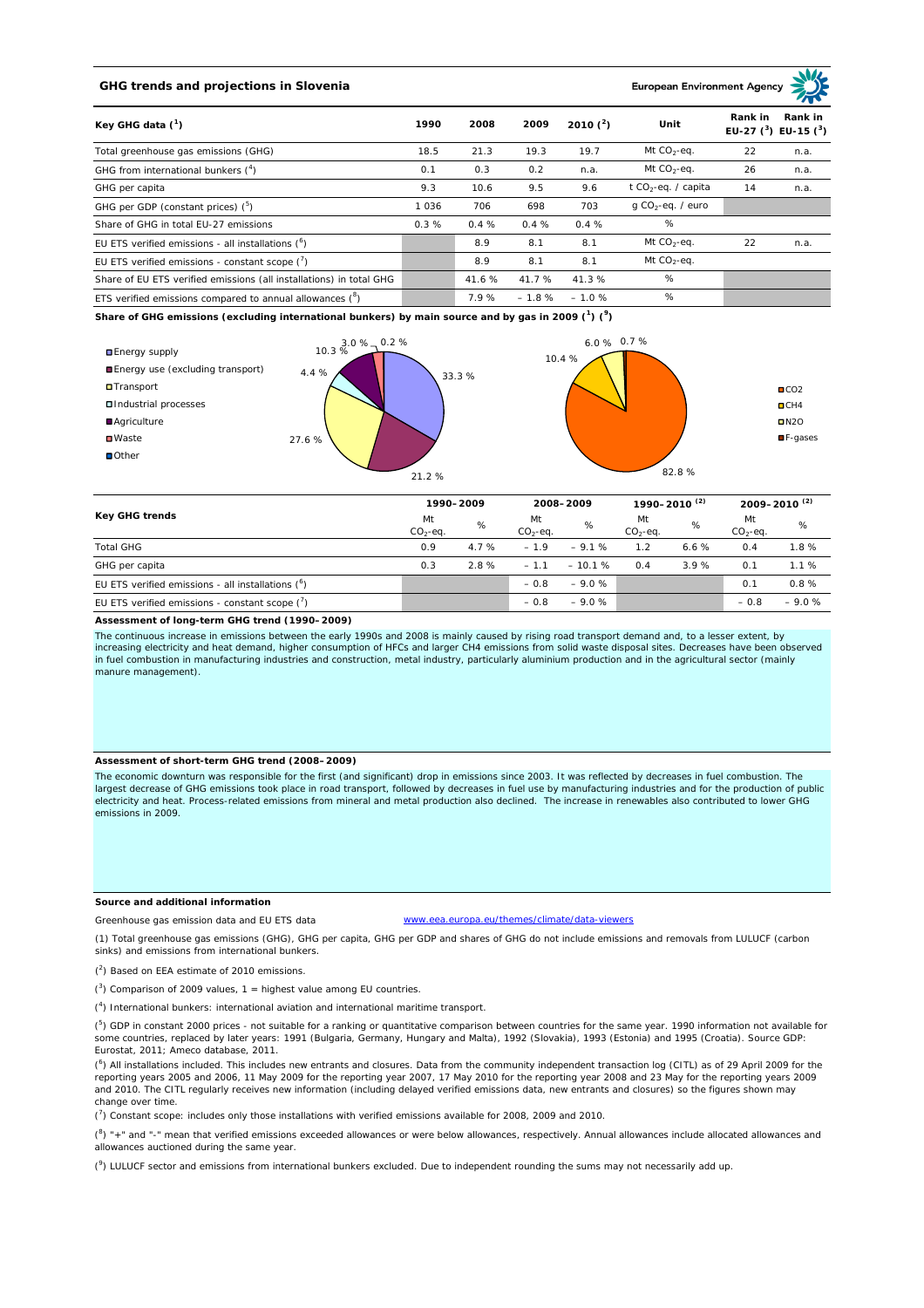## GHG trends and projections in Slovenia

European Environment Agency

| Key GHG data [1] | 1990 | 2008 | 2009 | 2010 [2] | Unit | Rank in EU-27 [3] | Rank in EU-15 [3] |
|---|---|---|---|---|---|---|---|
| Total greenhouse gas emissions (GHG) | 18.5 | 21.3 | 19.3 | 19.7 | Mt $CO_2$-eq. | 22 | n.a. |
| GHG from international bunkers [4] | 0.1 | 0.3 | 0.2 | n.a. | Mt $CO_2$-eq. | 26 | n.a. |
| GHG per capita | 9.3 | 10.6 | 9.5 | 9.6 | t $CO_2$-eq. / capita | 14 | n.a. |
| GHG per GDP (constant prices) [5] | 1 036 | 706 | 698 | 703 | g $CO_2$-eq. / euro | | |
| Share of GHG in total EU-27 emissions | 0.3 % | 0.4 % | 0.4 % | 0.4 % | % | | |
| EU ETS verified emissions - all installations [6] | | 8.9 | 8.1 | 8.1 | Mt $CO_2$-eq. | 22 | n.a. |
| EU ETS verified emissions - constant scope [7] | | 8.9 | 8.1 | 8.1 | Mt $CO_2$-eq. | | |
| Share of EU ETS verified emissions (all installations) in total GHG | | 41.6 % | 41.7 % | 41.3 % | % | | |
| ETS verified emissions compared to annual allowances [8] | | 7.9 % | – 1.8 % | – 1.0 % | % | | |

**Share of GHG emissions (excluding international bunkers) by main source and by gas in 2009 [1] [9]**

Energy supply
Energy use (excluding transport)
Transport
Industrial processes
Agriculture
Waste
Other

33.3 %
21.2 %
27.6 %
4.4 %
10.3 %
3.0 %
0.2 %

CO2
CH4
N2O
F-gases

82.8 %
10.4 %
6.0 %
0.7 %

| Key GHG trends | 1990–2009 | | 2008–2009 | | 1990–2010 [2] | | 2009–2010 [2] | |
|---|---|---|---|---|---|---|---|---|
| | Mt $CO_2$-eq. | % | Mt $CO_2$-eq. | % | Mt $CO_2$-eq. | % | Mt $CO_2$-eq. | % |
| Total GHG | 0.9 | 4.7 % | – 1.9 | – 9.1 % | 1.2 | 6.6 % | 0.4 | 1.8 % |
| GHG per capita | 0.3 | 2.8 % | – 1.1 | – 10.1 % | 0.4 | 3.9 % | 0.1 | 1.1 % |
| EU ETS verified emissions - all installations [6] | | | – 0.8 | – 9.0 % | | | 0.1 | 0.8 % |
| EU ETS verified emissions - constant scope [7] | | | – 0.8 | – 9.0 % | | | – 0.8 | – 9.0 % |

**Assessment of long-term GHG trend (1990–2009)**

The continuous increase in emissions between the early 1990s and 2008 is mainly caused by rising road transport demand and, to a lesser extent, by increasing electricity and heat demand, higher consumption of HFCs and larger CH4 emissions from solid waste disposal sites. Decreases have been observed in fuel combustion in manufacturing industries and construction, metal industry, particularly aluminium production and in the agricultural sector (mainly manure management).

**Assessment of short-term GHG trend (2008–2009)**

The economic downturn was responsible for the first (and significant) drop in emissions since 2003. It was reflected by decreases in fuel combustion. The largest decrease of GHG emissions took place in road transport, followed by decreases in fuel use by manufacturing industries and for the production of public electricity and heat. Process-related emissions from mineral and metal production also declined. The increase in renewables also contributed to lower GHG emissions in 2009.

**Source and additional information**

Greenhouse gas emission data and EU ETS data www.eea.europa.eu/themes/climate/data-viewers

(1) Total greenhouse gas emissions (GHG), GHG per capita, GHG per GDP and shares of GHG do not include emissions and removals from LULUCF (carbon sinks) and emissions from international bunkers.

(2) Based on EEA estimate of 2010 emissions.

(3) Comparison of 2009 values, 1 = highest value among EU countries.

(4) International bunkers: international aviation and international maritime transport.

(5) GDP in constant 2000 prices - not suitable for a ranking or quantitative comparison between countries for the same year. 1990 information not available for some countries, replaced by later years: 1991 (Bulgaria, Germany, Hungary and Malta), 1992 (Slovakia), 1993 (Estonia) and 1995 (Croatia). Source GDP: Eurostat, 2011; Ameco database, 2011.

(6) All installations included. This includes new entrants and closures. Data from the community independent transaction log (CITL) as of 29 April 2009 for the reporting years 2005 and 2006, 11 May 2009 for the reporting year 2007, 17 May 2010 for the reporting year 2008 and 23 May for the reporting years 2009 and 2010. The CITL regularly receives new information (including delayed verified emissions data, new entrants and closures) so the figures shown may change over time.

(7) Constant scope: includes only those installations with verified emissions available for 2008, 2009 and 2010.

(8) "+" and "-" mean that verified emissions exceeded allowances or were below allowances, respectively. Annual allowances include allocated allowances and allowances auctioned during the same year.

(9) LULUCF sector and emissions from international bunkers excluded. Due to independent rounding the sums may not necessarily add up.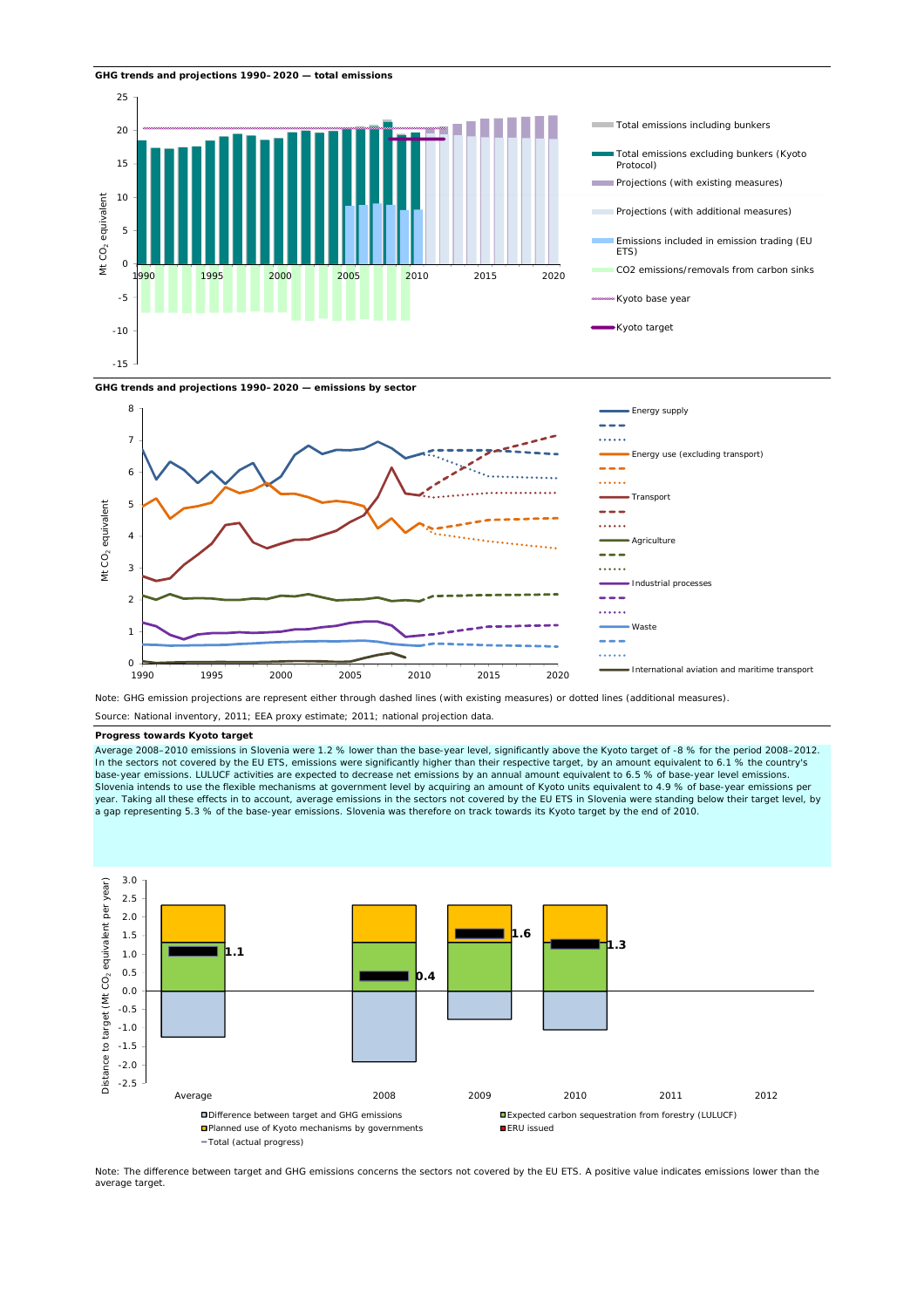**GHG trends and projections 1990–2020 — total emissions**

25
20
15
10
5
0
-5
-10
-15

Mt $CO_2$ equivalent

1990 1995 2000 2005 2010 2015 2020

Total emissions including bunkers
Total emissions excluding bunkers (Kyoto Protocol)
Projections (with existing measures)
Projections (with additional measures)
Emissions included in emission trading (EU ETS)
CO2 emissions/removals from carbon sinks
Kyoto base year
Kyoto target

**GHG trends and projections 1990–2020 — emissions by sector**

8
7
6
5
4
3
2
1
0

Mt $CO_2$ equivalent

1990 1995 2000 2005 2010 2015 2020

Energy supply
Energy use (excluding transport)
Transport
Agriculture
Industrial processes
Waste
International aviation and maritime transport

Note: GHG emission projections are represent either through dashed lines (with existing measures) or dotted lines (additional measures).

Source: National inventory, 2011; EEA proxy estimate; 2011; national projection data.

**Progress towards Kyoto target**

Average 2008–2010 emissions in Slovenia were 1.2 % lower than the base-year level, significantly above the Kyoto target of -8 % for the period 2008–2012. In the sectors not covered by the EU ETS, emissions were significantly higher than their respective target, by an amount equivalent to 6.1 % the country's base-year emissions. LULUCF activities are expected to decrease net emissions by an annual amount equivalent to 6.5 % of base-year level emissions. Slovenia intends to use the flexible mechanisms at government level by acquiring an amount of Kyoto units equivalent to 4.9 % of base-year emissions per year. Taking all these effects in to account, average emissions in the sectors not covered by the EU ETS in Slovenia were standing below their target level, by a gap representing 5.3 % of the base-year emissions. Slovenia was therefore on track towards its Kyoto target by the end of 2010.

3.0
2.5
2.0
1.5
1.0
0.5
0.0
-0.5
-1.0
-1.5
-2.0
-2.5

Distance to target (Mt $CO_2$ equivalent per year)

1.1
0.4
1.6
1.3

Average 2008 2009 2010 2011 2012

Difference between target and GHG emissions
Expected carbon sequestration from forestry (LULUCF)
Planned use of Kyoto mechanisms by governments
ERU issued
Total (actual progress)

Note: The difference between target and GHG emissions concerns the sectors not covered by the EU ETS. A positive value indicates emissions lower than the average target.